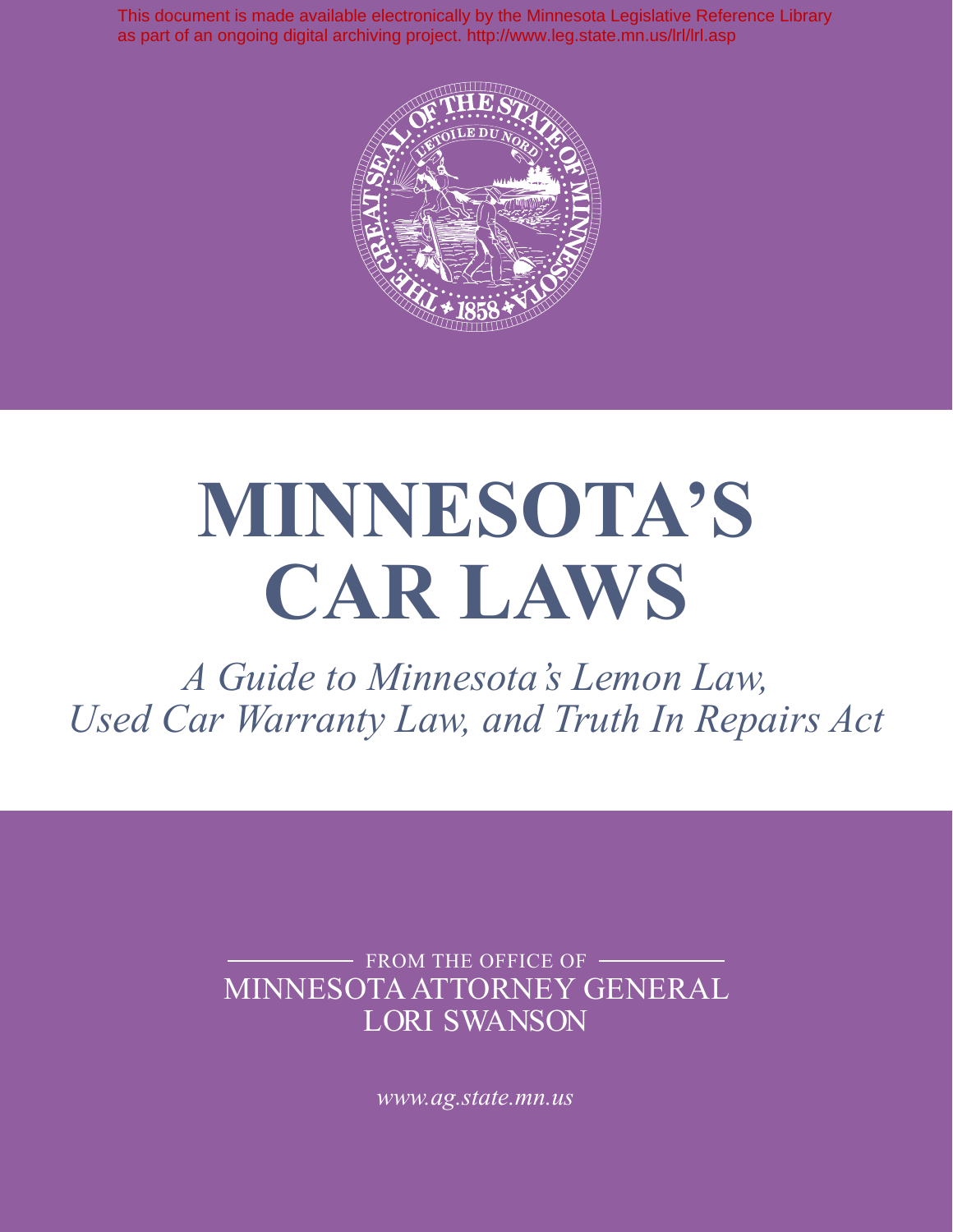This document is made available electronically by the Minnesota Legislative Reference Library as part of an ongoing digital archiving project. http://www.leg.state.mn.us/lrl/lrl.asp

# MINNESOTA'S CAR LAWS

*A Guide to Minnesota's Lemon Law, Used Car Warranty Law, and Truth In Repairs Act*

FROM THE OFFICE OF
MINNESOTA ATTORNEY GENERAL
LORI SWANSON

*www.ag.state.mn.us*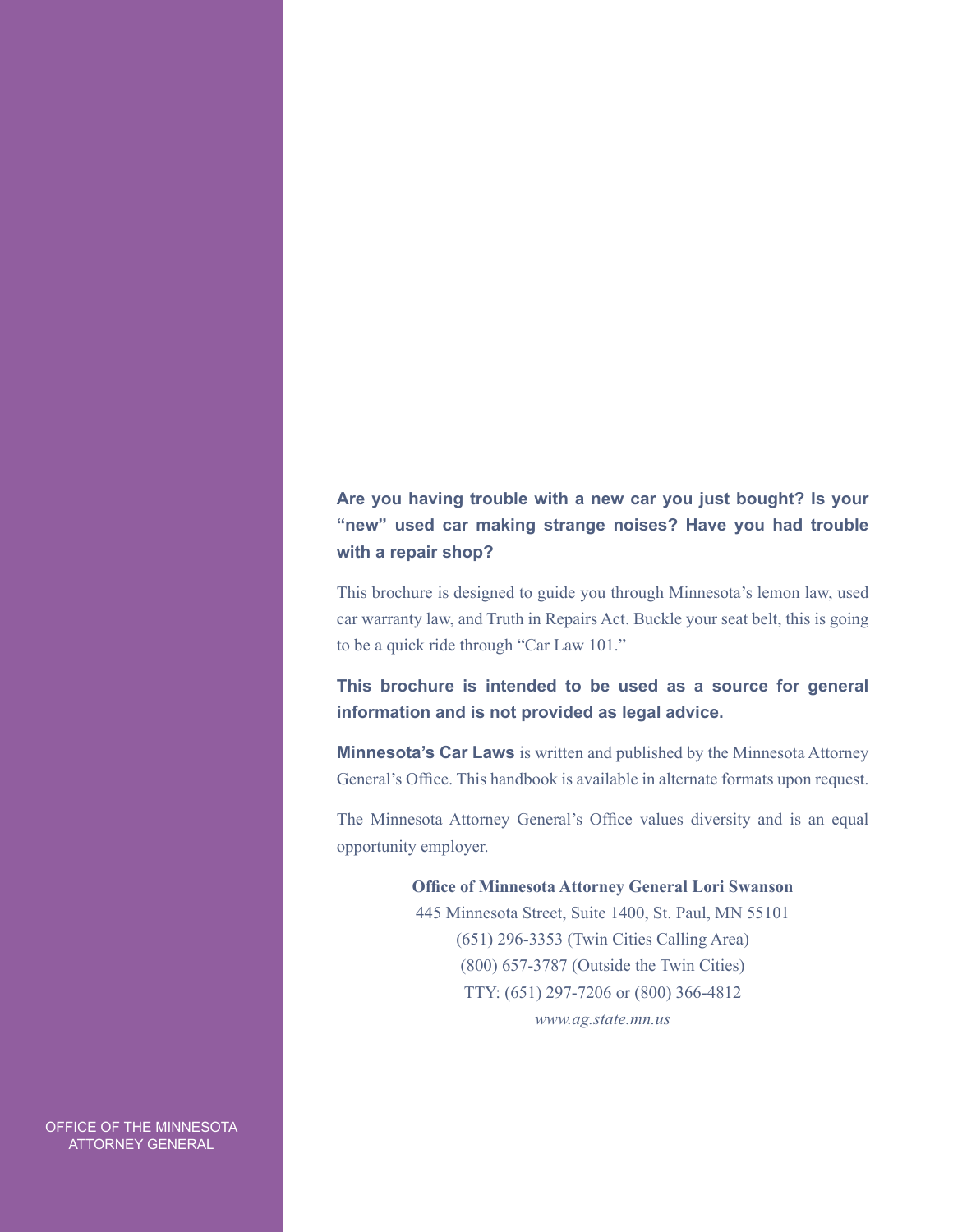**Are you having trouble with a new car you just bought? Is your "new" used car making strange noises? Have you had trouble with a repair shop?**

This brochure is designed to guide you through Minnesota's lemon law, used car warranty law, and Truth in Repairs Act. Buckle your seat belt, this is going to be a quick ride through "Car Law 101."

**This brochure is intended to be used as a source for general information and is not provided as legal advice.**

**Minnesota's Car Laws** is written and published by the Minnesota Attorney General's Office. This handbook is available in alternate formats upon request.

The Minnesota Attorney General's Office values diversity and is an equal opportunity employer.

**Office of Minnesota Attorney General Lori Swanson**
445 Minnesota Street, Suite 1400, St. Paul, MN 55101
(651) 296-3353 (Twin Cities Calling Area)
(800) 657-3787 (Outside the Twin Cities)
TTY: (651) 297-7206 or (800) 366-4812
*www.ag.state.mn.us*

OFFICE OF THE MINNESOTA ATTORNEY GENERAL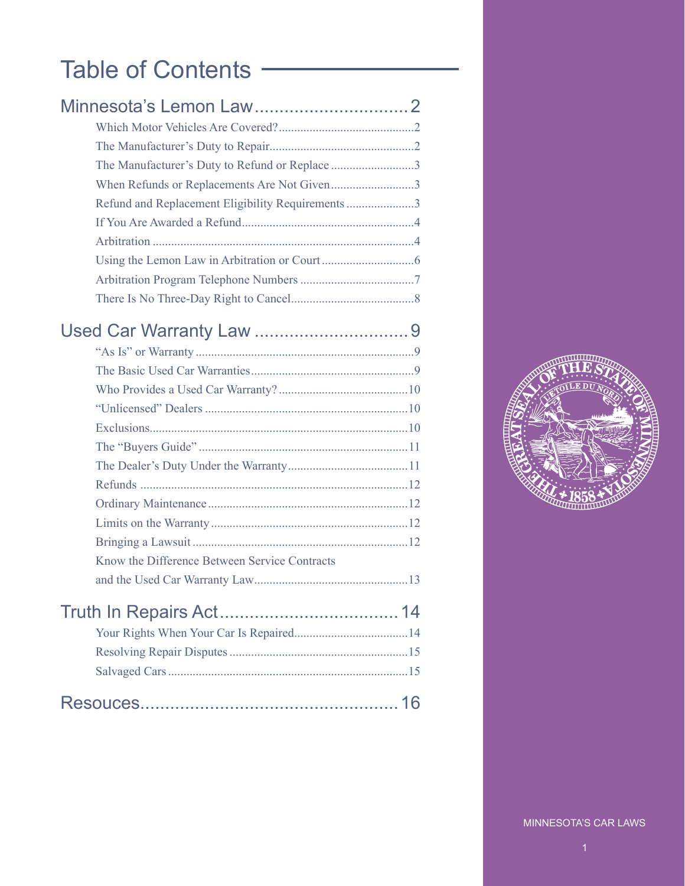# Table of Contents

## Minnesota's Lemon Law ............................... 2

- Which Motor Vehicles Are Covered? ............................................ 2
- The Manufacturer's Duty to Repair............................................... 2
- The Manufacturer's Duty to Refund or Replace ........................... 3
- When Refunds or Replacements Are Not Given........................... 3
- Refund and Replacement Eligibility Requirements ...................... 3
- If You Are Awarded a Refund....................................................... 4
- Arbitration ..................................................................................... 4
- Using the Lemon Law in Arbitration or Court .............................. 6
- Arbitration Program Telephone Numbers ..................................... 7
- There Is No Three-Day Right to Cancel........................................ 8

## Used Car Warranty Law ............................... 9

- "As Is" or Warranty ....................................................................... 9
- The Basic Used Car Warranties..................................................... 9
- Who Provides a Used Car Warranty? .......................................... 10
- "Unlicensed" Dealers .................................................................. 10
- Exclusions.................................................................................... 10
- The "Buyers Guide" .................................................................... 11
- The Dealer's Duty Under the Warranty....................................... 11
- Refunds ....................................................................................... 12
- Ordinary Maintenance ................................................................. 12
- Limits on the Warranty ................................................................ 12
- Bringing a Lawsuit ...................................................................... 12
- Know the Difference Between Service Contracts and the Used Car Warranty Law.................................................. 13

## Truth In Repairs Act.................................... 14

- Your Rights When Your Car Is Repaired..................................... 14
- Resolving Repair Disputes .......................................................... 15
- Salvaged Cars ............................................................................. 15

## Resouces.................................................... 16

MINNESOTA'S CAR LAWS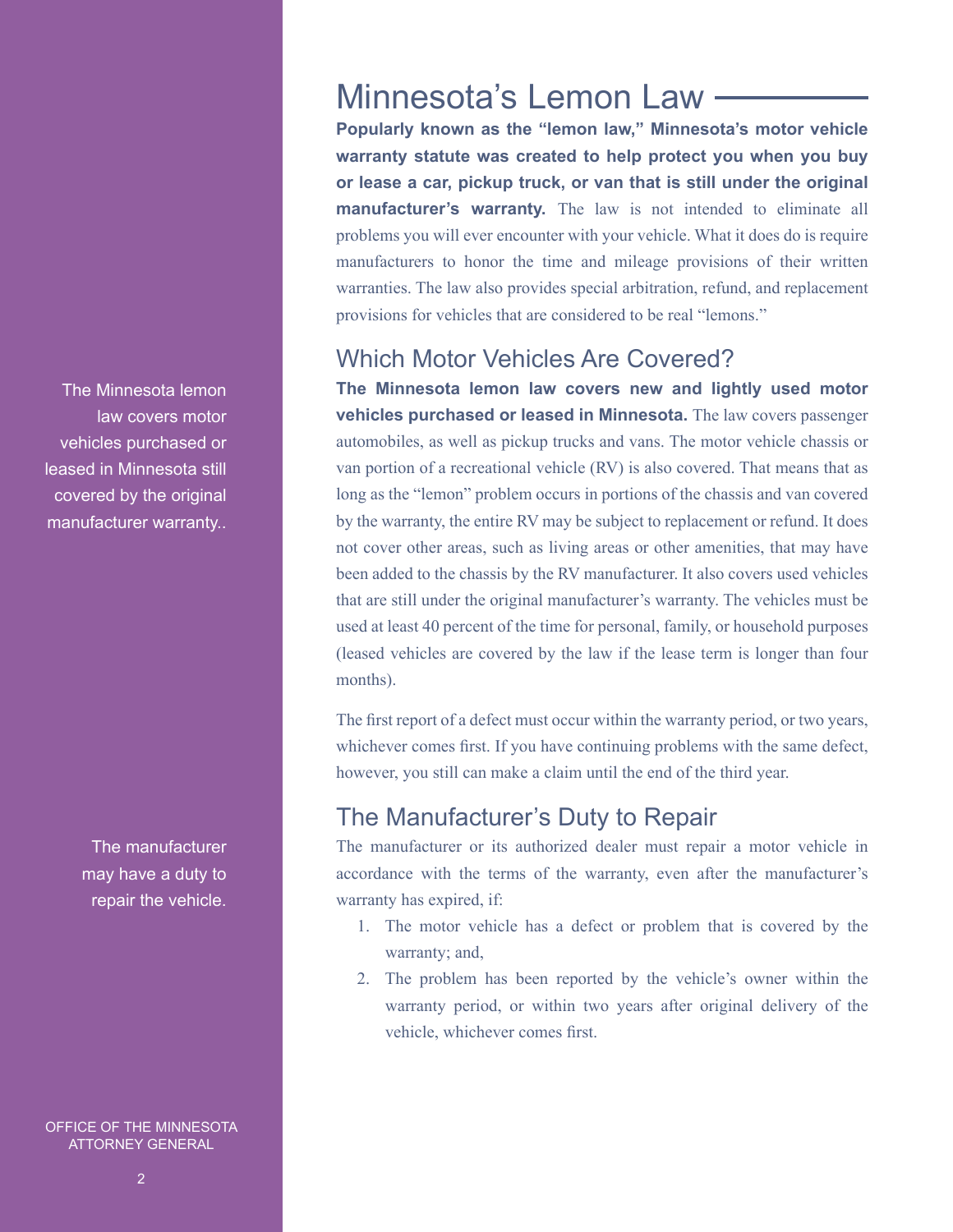# Minnesota's Lemon Law

**Popularly known as the "lemon law," Minnesota's motor vehicle warranty statute was created to help protect you when you buy or lease a car, pickup truck, or van that is still under the original manufacturer's warranty.** The law is not intended to eliminate all problems you will ever encounter with your vehicle. What it does do is require manufacturers to honor the time and mileage provisions of their written warranties. The law also provides special arbitration, refund, and replacement provisions for vehicles that are considered to be real "lemons."

## Which Motor Vehicles Are Covered?

The Minnesota lemon law covers motor vehicles purchased or leased in Minnesota still covered by the original manufacturer warranty..

**The Minnesota lemon law covers new and lightly used motor vehicles purchased or leased in Minnesota.** The law covers passenger automobiles, as well as pickup trucks and vans. The motor vehicle chassis or van portion of a recreational vehicle (RV) is also covered. That means that as long as the "lemon" problem occurs in portions of the chassis and van covered by the warranty, the entire RV may be subject to replacement or refund. It does not cover other areas, such as living areas or other amenities, that may have been added to the chassis by the RV manufacturer. It also covers used vehicles that are still under the original manufacturer's warranty. The vehicles must be used at least 40 percent of the time for personal, family, or household purposes (leased vehicles are covered by the law if the lease term is longer than four months).

The first report of a defect must occur within the warranty period, or two years, whichever comes first. If you have continuing problems with the same defect, however, you still can make a claim until the end of the third year.

## The Manufacturer's Duty to Repair

The manufacturer may have a duty to repair the vehicle.

The manufacturer or its authorized dealer must repair a motor vehicle in accordance with the terms of the warranty, even after the manufacturer's warranty has expired, if:

1. The motor vehicle has a defect or problem that is covered by the warranty; and,
2. The problem has been reported by the vehicle's owner within the warranty period, or within two years after original delivery of the vehicle, whichever comes first.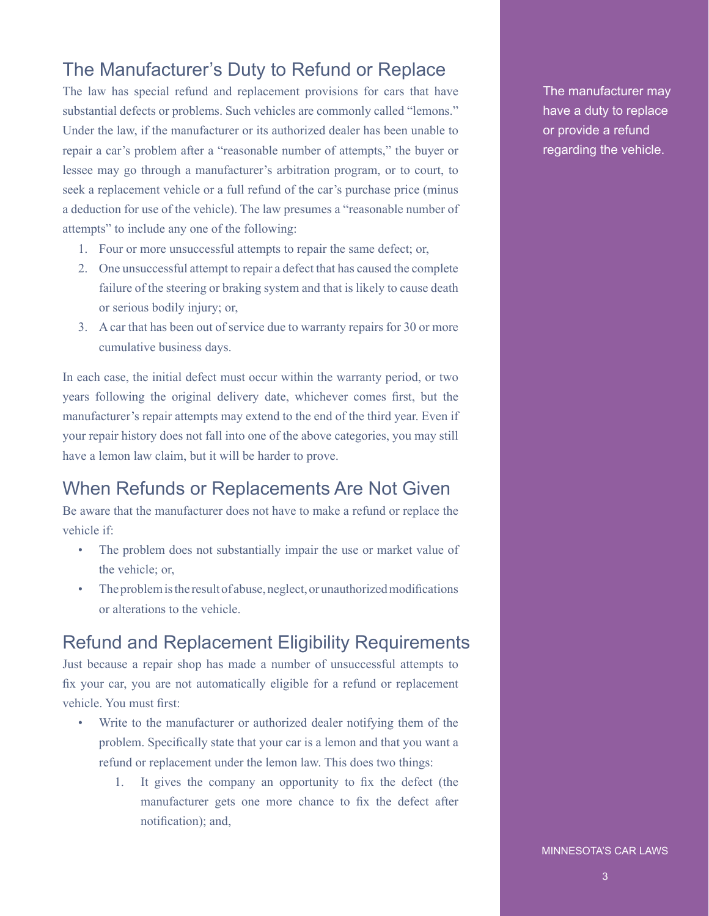## The Manufacturer's Duty to Refund or Replace

The law has special refund and replacement provisions for cars that have substantial defects or problems. Such vehicles are commonly called "lemons." Under the law, if the manufacturer or its authorized dealer has been unable to repair a car's problem after a "reasonable number of attempts," the buyer or lessee may go through a manufacturer's arbitration program, or to court, to seek a replacement vehicle or a full refund of the car's purchase price (minus a deduction for use of the vehicle). The law presumes a "reasonable number of attempts" to include any one of the following:

1. Four or more unsuccessful attempts to repair the same defect; or,
2. One unsuccessful attempt to repair a defect that has caused the complete failure of the steering or braking system and that is likely to cause death or serious bodily injury; or,
3. A car that has been out of service due to warranty repairs for 30 or more cumulative business days.

In each case, the initial defect must occur within the warranty period, or two years following the original delivery date, whichever comes first, but the manufacturer's repair attempts may extend to the end of the third year. Even if your repair history does not fall into one of the above categories, you may still have a lemon law claim, but it will be harder to prove.

The manufacturer may have a duty to replace or provide a refund regarding the vehicle.

## When Refunds or Replacements Are Not Given

Be aware that the manufacturer does not have to make a refund or replace the vehicle if:

- The problem does not substantially impair the use or market value of the vehicle; or,
- The problem is the result of abuse, neglect, or unauthorized modifications or alterations to the vehicle.

## Refund and Replacement Eligibility Requirements

Just because a repair shop has made a number of unsuccessful attempts to fix your car, you are not automatically eligible for a refund or replacement vehicle. You must first:

- Write to the manufacturer or authorized dealer notifying them of the problem. Specifically state that your car is a lemon and that you want a refund or replacement under the lemon law. This does two things:
    1. It gives the company an opportunity to fix the defect (the manufacturer gets one more chance to fix the defect after notification); and,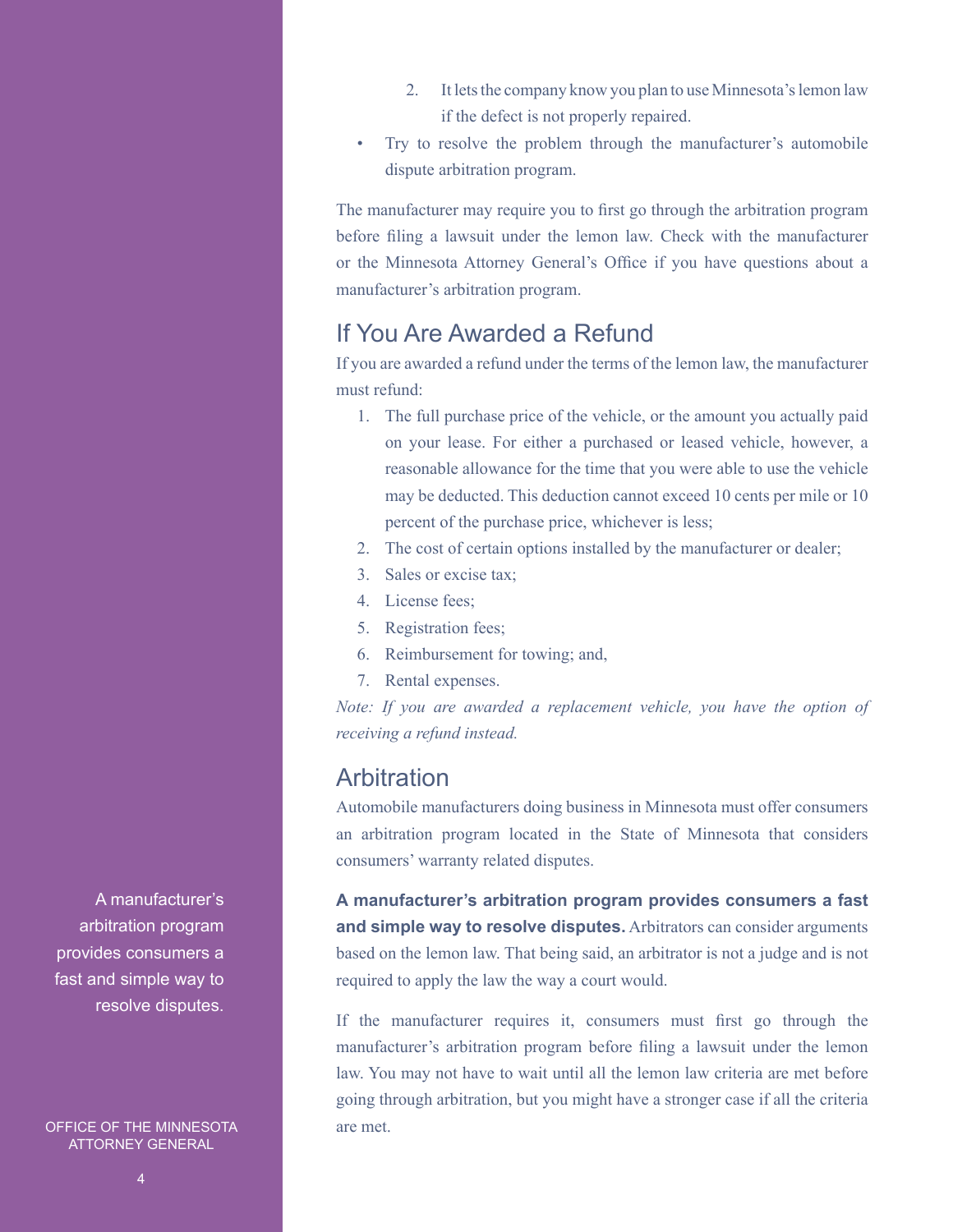2. It lets the company know you plan to use Minnesota's lemon law if the defect is not properly repaired.

- Try to resolve the problem through the manufacturer's automobile dispute arbitration program.

The manufacturer may require you to first go through the arbitration program before filing a lawsuit under the lemon law. Check with the manufacturer or the Minnesota Attorney General's Office if you have questions about a manufacturer's arbitration program.

## If You Are Awarded a Refund

If you are awarded a refund under the terms of the lemon law, the manufacturer must refund:

1. The full purchase price of the vehicle, or the amount you actually paid on your lease. For either a purchased or leased vehicle, however, a reasonable allowance for the time that you were able to use the vehicle may be deducted. This deduction cannot exceed 10 cents per mile or 10 percent of the purchase price, whichever is less;
2. The cost of certain options installed by the manufacturer or dealer;
3. Sales or excise tax;
4. License fees;
5. Registration fees;
6. Reimbursement for towing; and,
7. Rental expenses.

*Note: If you are awarded a replacement vehicle, you have the option of receiving a refund instead.*

## Arbitration

Automobile manufacturers doing business in Minnesota must offer consumers an arbitration program located in the State of Minnesota that considers consumers' warranty related disputes.

A manufacturer's arbitration program provides consumers a fast and simple way to resolve disputes.

**A manufacturer's arbitration program provides consumers a fast and simple way to resolve disputes.** Arbitrators can consider arguments based on the lemon law. That being said, an arbitrator is not a judge and is not required to apply the law the way a court would.

If the manufacturer requires it, consumers must first go through the manufacturer's arbitration program before filing a lawsuit under the lemon law. You may not have to wait until all the lemon law criteria are met before going through arbitration, but you might have a stronger case if all the criteria are met.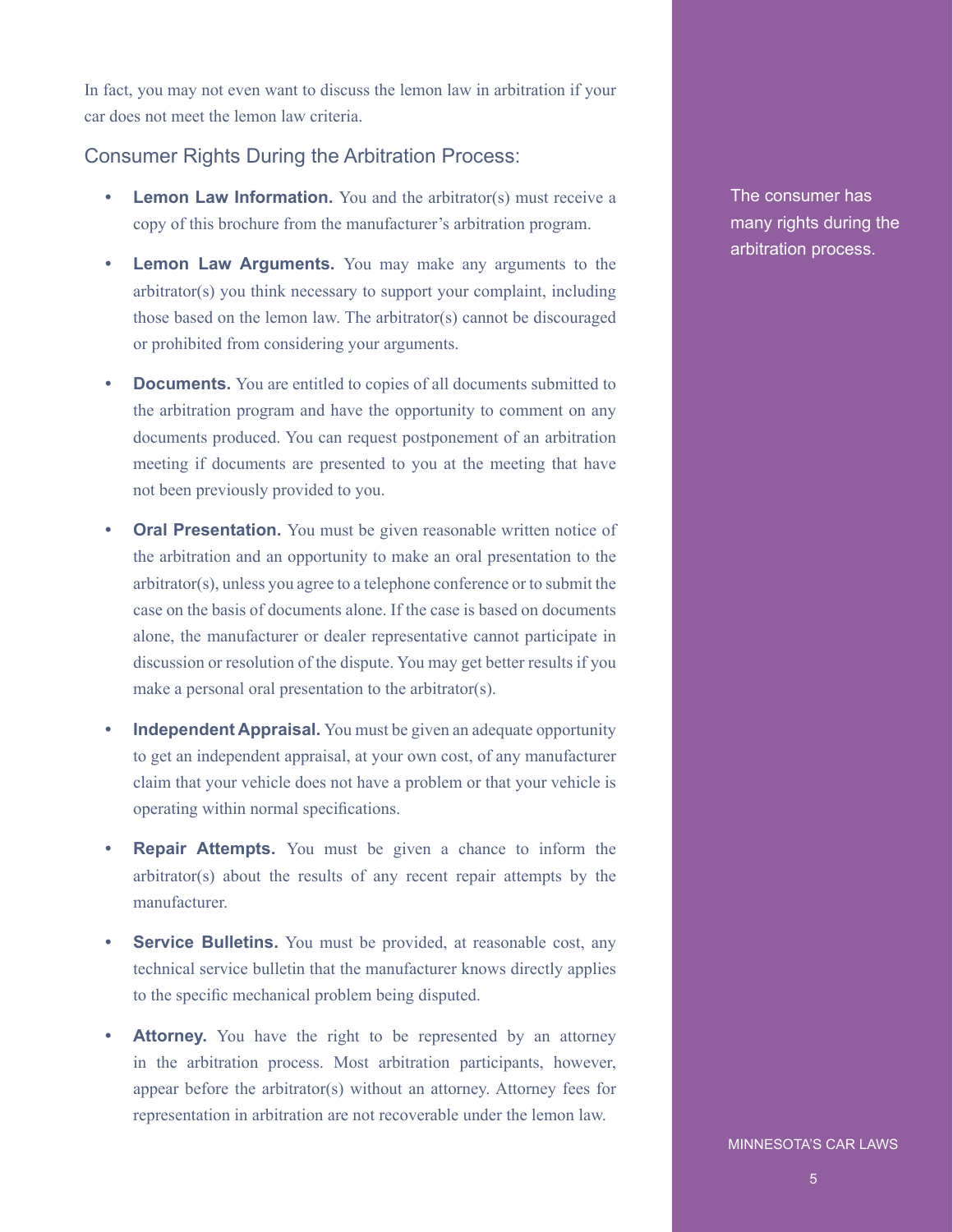In fact, you may not even want to discuss the lemon law in arbitration if your car does not meet the lemon law criteria.

## Consumer Rights During the Arbitration Process:

The consumer has many rights during the arbitration process.

- **Lemon Law Information.** You and the arbitrator(s) must receive a copy of this brochure from the manufacturer's arbitration program.
- **Lemon Law Arguments.** You may make any arguments to the arbitrator(s) you think necessary to support your complaint, including those based on the lemon law. The arbitrator(s) cannot be discouraged or prohibited from considering your arguments.
- **Documents.** You are entitled to copies of all documents submitted to the arbitration program and have the opportunity to comment on any documents produced. You can request postponement of an arbitration meeting if documents are presented to you at the meeting that have not been previously provided to you.
- **Oral Presentation.** You must be given reasonable written notice of the arbitration and an opportunity to make an oral presentation to the arbitrator(s), unless you agree to a telephone conference or to submit the case on the basis of documents alone. If the case is based on documents alone, the manufacturer or dealer representative cannot participate in discussion or resolution of the dispute. You may get better results if you make a personal oral presentation to the arbitrator(s).
- **Independent Appraisal.** You must be given an adequate opportunity to get an independent appraisal, at your own cost, of any manufacturer claim that your vehicle does not have a problem or that your vehicle is operating within normal specifications.
- **Repair Attempts.** You must be given a chance to inform the arbitrator(s) about the results of any recent repair attempts by the manufacturer.
- **Service Bulletins.** You must be provided, at reasonable cost, any technical service bulletin that the manufacturer knows directly applies to the specific mechanical problem being disputed.
- **Attorney.** You have the right to be represented by an attorney in the arbitration process. Most arbitration participants, however, appear before the arbitrator(s) without an attorney. Attorney fees for representation in arbitration are not recoverable under the lemon law.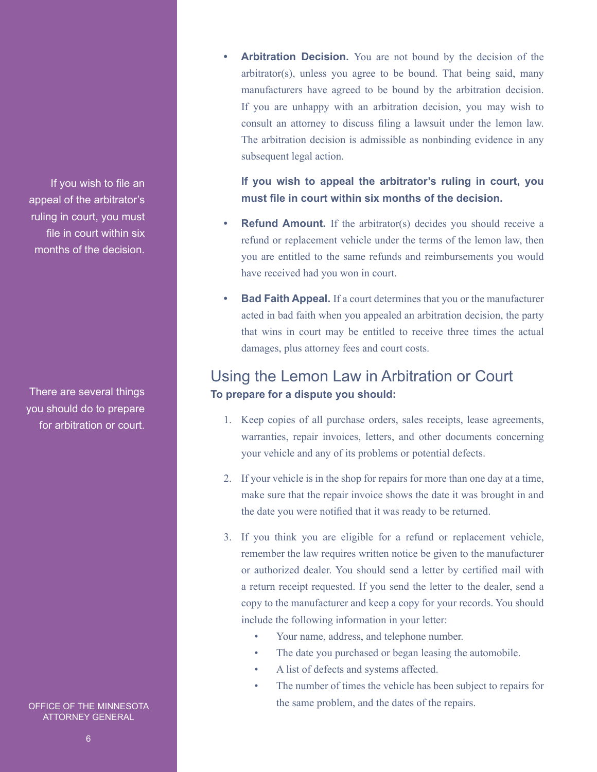If you wish to file an appeal of the arbitrator's ruling in court, you must file in court within six months of the decision.

There are several things you should do to prepare for arbitration or court.

- **Arbitration Decision.** You are not bound by the decision of the arbitrator(s), unless you agree to be bound. That being said, many manufacturers have agreed to be bound by the arbitration decision. If you are unhappy with an arbitration decision, you may wish to consult an attorney to discuss filing a lawsuit under the lemon law. The arbitration decision is admissible as nonbinding evidence in any subsequent legal action.

  **If you wish to appeal the arbitrator's ruling in court, you must file in court within six months of the decision.**

- **Refund Amount.** If the arbitrator(s) decides you should receive a refund or replacement vehicle under the terms of the lemon law, then you are entitled to the same refunds and reimbursements you would have received had you won in court.

- **Bad Faith Appeal.** If a court determines that you or the manufacturer acted in bad faith when you appealed an arbitration decision, the party that wins in court may be entitled to receive three times the actual damages, plus attorney fees and court costs.

## Using the Lemon Law in Arbitration or Court

**To prepare for a dispute you should:**

1. Keep copies of all purchase orders, sales receipts, lease agreements, warranties, repair invoices, letters, and other documents concerning your vehicle and any of its problems or potential defects.

2. If your vehicle is in the shop for repairs for more than one day at a time, make sure that the repair invoice shows the date it was brought in and the date you were notified that it was ready to be returned.

3. If you think you are eligible for a refund or replacement vehicle, remember the law requires written notice be given to the manufacturer or authorized dealer. You should send a letter by certified mail with a return receipt requested. If you send the letter to the dealer, send a copy to the manufacturer and keep a copy for your records. You should include the following information in your letter:
   - Your name, address, and telephone number.
   - The date you purchased or began leasing the automobile.
   - A list of defects and systems affected.
   - The number of times the vehicle has been subject to repairs for the same problem, and the dates of the repairs.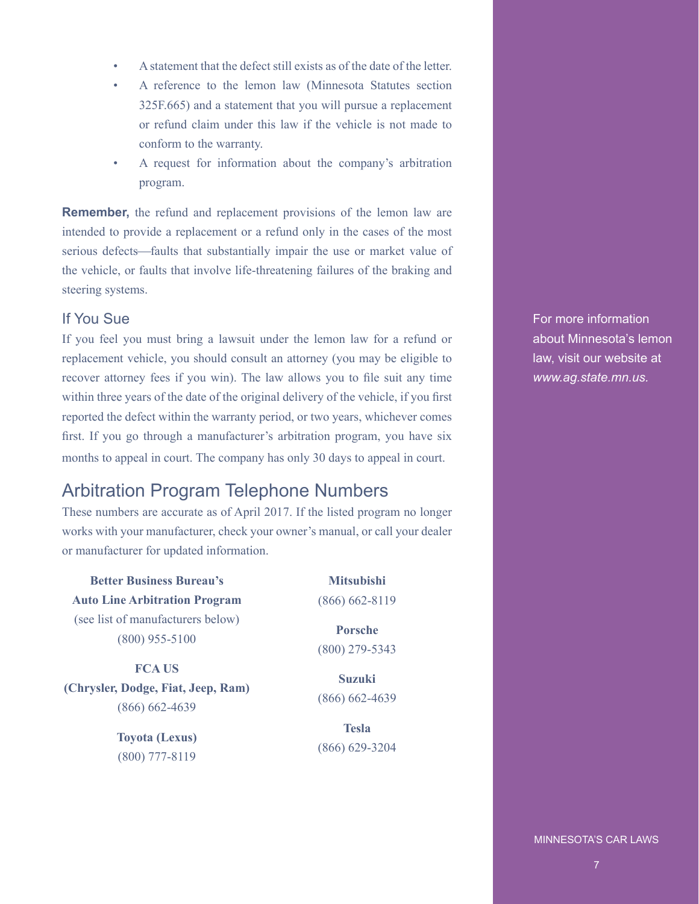- A statement that the defect still exists as of the date of the letter.
- A reference to the lemon law (Minnesota Statutes section 325F.665) and a statement that you will pursue a replacement or refund claim under this law if the vehicle is not made to conform to the warranty.
- A request for information about the company's arbitration program.

**Remember,** the refund and replacement provisions of the lemon law are intended to provide a replacement or a refund only in the cases of the most serious defects—faults that substantially impair the use or market value of the vehicle, or faults that involve life-threatening failures of the braking and steering systems.

### If You Sue

If you feel you must bring a lawsuit under the lemon law for a refund or replacement vehicle, you should consult an attorney (you may be eligible to recover attorney fees if you win). The law allows you to file suit any time within three years of the date of the original delivery of the vehicle, if you first reported the defect within the warranty period, or two years, whichever comes first. If you go through a manufacturer's arbitration program, you have six months to appeal in court. The company has only 30 days to appeal in court.

For more information about Minnesota's lemon law, visit our website at *www.ag.state.mn.us.*

## Arbitration Program Telephone Numbers

These numbers are accurate as of April 2017. If the listed program no longer works with your manufacturer, check your owner's manual, or call your dealer or manufacturer for updated information.

**Better Business Bureau's Auto Line Arbitration Program**
(see list of manufacturers below)
(800) 955-5100

**FCA US (Chrysler, Dodge, Fiat, Jeep, Ram)**
(866) 662-4639

**Toyota (Lexus)**
(800) 777-8119

**Mitsubishi**
(866) 662-8119

**Porsche**
(800) 279-5343

**Suzuki**
(866) 662-4639

**Tesla**
(866) 629-3204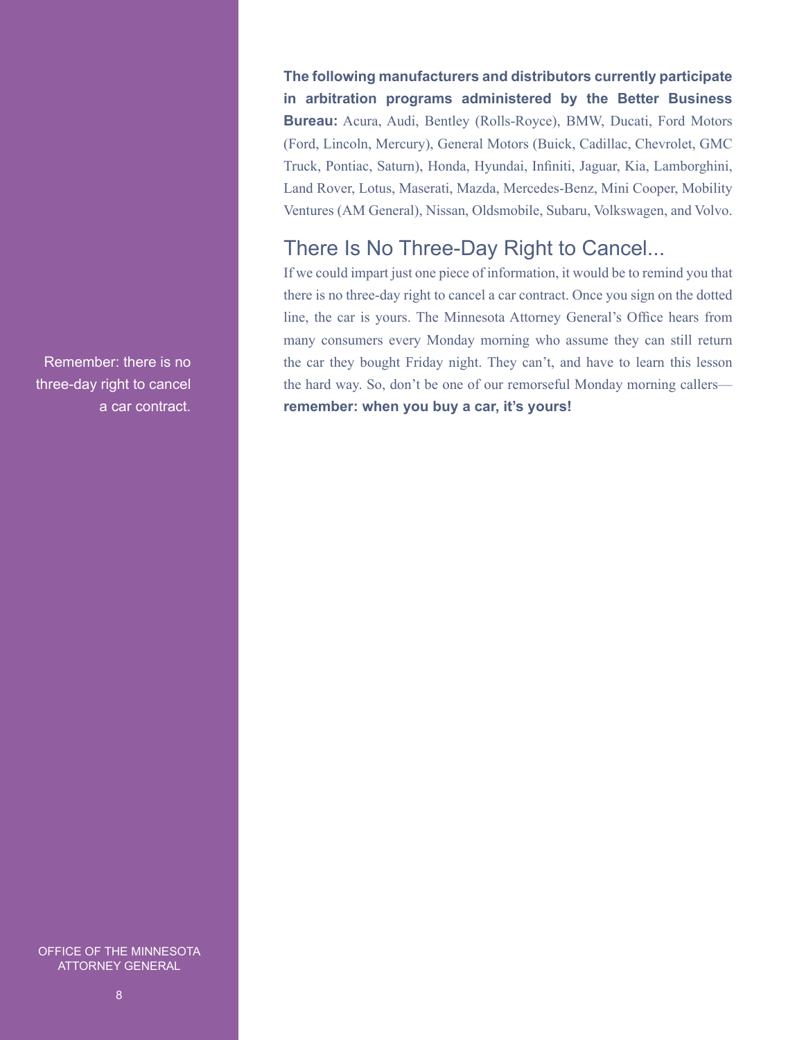**The following manufacturers and distributors currently participate in arbitration programs administered by the Better Business Bureau:** Acura, Audi, Bentley (Rolls-Royce), BMW, Ducati, Ford Motors (Ford, Lincoln, Mercury), General Motors (Buick, Cadillac, Chevrolet, GMC Truck, Pontiac, Saturn), Honda, Hyundai, Infiniti, Jaguar, Kia, Lamborghini, Land Rover, Lotus, Maserati, Mazda, Mercedes-Benz, Mini Cooper, Mobility Ventures (AM General), Nissan, Oldsmobile, Subaru, Volkswagen, and Volvo.

## There Is No Three-Day Right to Cancel...

If we could impart just one piece of information, it would be to remind you that there is no three-day right to cancel a car contract. Once you sign on the dotted line, the car is yours. The Minnesota Attorney General's Office hears from many consumers every Monday morning who assume they can still return the car they bought Friday night. They can't, and have to learn this lesson the hard way. So, don't be one of our remorseful Monday morning callers—**remember: when you buy a car, it's yours!**

Remember: there is no three-day right to cancel a car contract.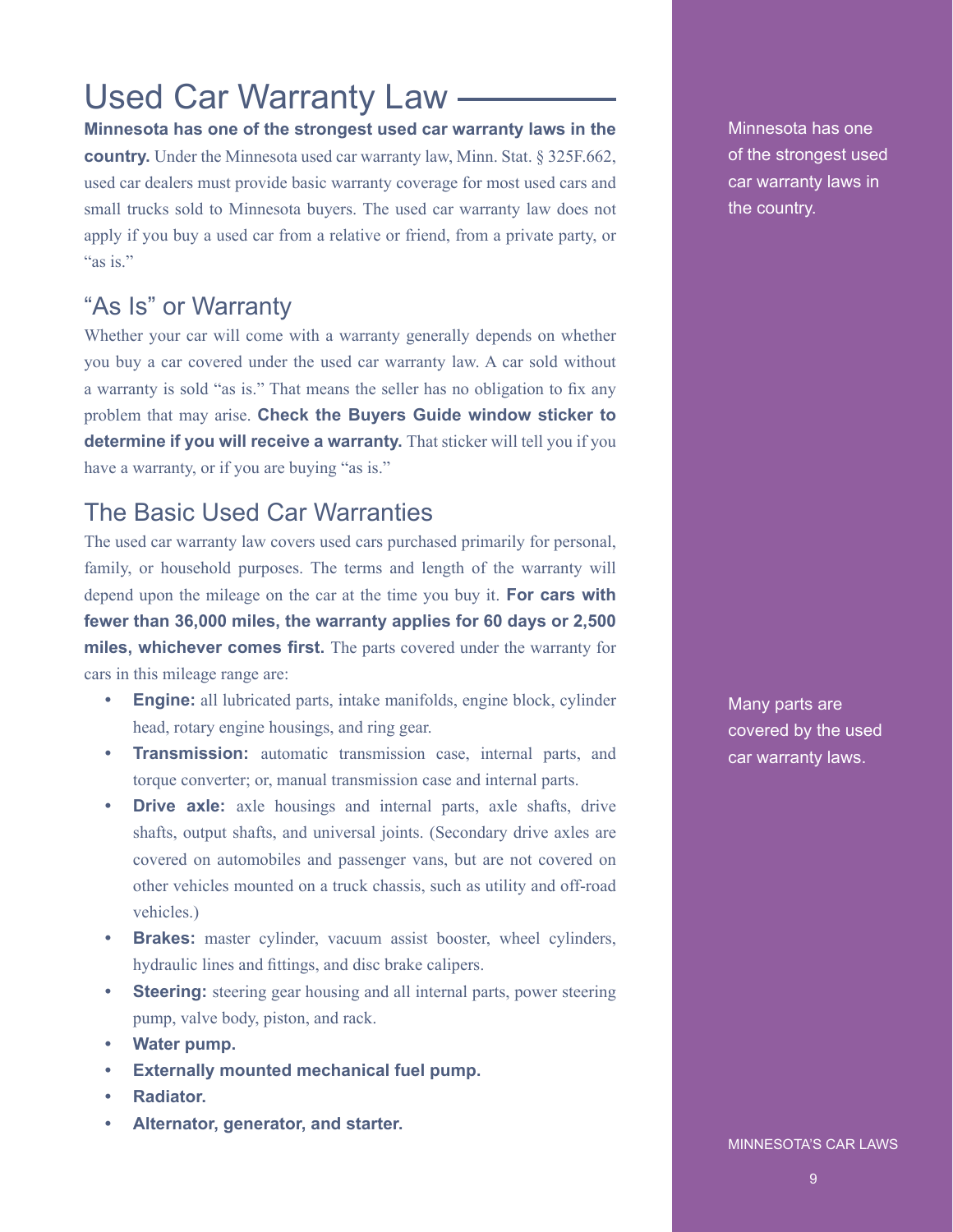# Used Car Warranty Law

**Minnesota has one of the strongest used car warranty laws in the country.** Under the Minnesota used car warranty law, Minn. Stat. § 325F.662, used car dealers must provide basic warranty coverage for most used cars and small trucks sold to Minnesota buyers. The used car warranty law does not apply if you buy a used car from a relative or friend, from a private party, or "as is."

Minnesota has one of the strongest used car warranty laws in the country.

## "As Is" or Warranty

Whether your car will come with a warranty generally depends on whether you buy a car covered under the used car warranty law. A car sold without a warranty is sold "as is." That means the seller has no obligation to fix any problem that may arise. **Check the Buyers Guide window sticker to determine if you will receive a warranty.** That sticker will tell you if you have a warranty, or if you are buying "as is."

## The Basic Used Car Warranties

The used car warranty law covers used cars purchased primarily for personal, family, or household purposes. The terms and length of the warranty will depend upon the mileage on the car at the time you buy it. **For cars with fewer than 36,000 miles, the warranty applies for 60 days or 2,500 miles, whichever comes first.** The parts covered under the warranty for cars in this mileage range are:

Many parts are covered by the used car warranty laws.

- **Engine:** all lubricated parts, intake manifolds, engine block, cylinder head, rotary engine housings, and ring gear.
- **Transmission:** automatic transmission case, internal parts, and torque converter; or, manual transmission case and internal parts.
- **Drive axle:** axle housings and internal parts, axle shafts, drive shafts, output shafts, and universal joints. (Secondary drive axles are covered on automobiles and passenger vans, but are not covered on other vehicles mounted on a truck chassis, such as utility and off-road vehicles.)
- **Brakes:** master cylinder, vacuum assist booster, wheel cylinders, hydraulic lines and fittings, and disc brake calipers.
- **Steering:** steering gear housing and all internal parts, power steering pump, valve body, piston, and rack.
- **Water pump.**
- **Externally mounted mechanical fuel pump.**
- **Radiator.**
- **Alternator, generator, and starter.**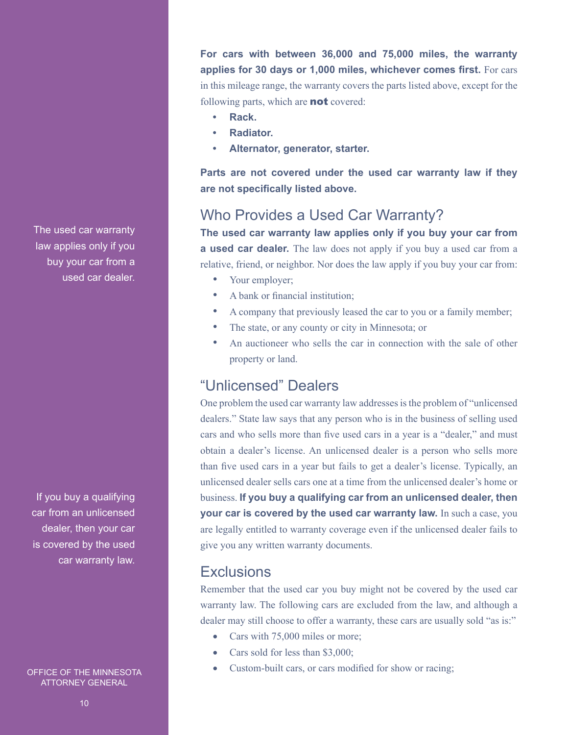**For cars with between 36,000 and 75,000 miles, the warranty applies for 30 days or 1,000 miles, whichever comes first.** For cars in this mileage range, the warranty covers the parts listed above, except for the following parts, which are **not** covered:

- **Rack.**
- **Radiator.**
- **Alternator, generator, starter.**

**Parts are not covered under the used car warranty law if they are not specifically listed above.**

## Who Provides a Used Car Warranty?

The used car warranty law applies only if you buy your car from a used car dealer.

**The used car warranty law applies only if you buy your car from a used car dealer.** The law does not apply if you buy a used car from a relative, friend, or neighbor. Nor does the law apply if you buy your car from:

- Your employer;
- A bank or financial institution;
- A company that previously leased the car to you or a family member;
- The state, or any county or city in Minnesota; or
- An auctioneer who sells the car in connection with the sale of other property or land.

## "Unlicensed" Dealers

If you buy a qualifying car from an unlicensed dealer, then your car is covered by the used car warranty law.

One problem the used car warranty law addresses is the problem of "unlicensed dealers." State law says that any person who is in the business of selling used cars and who sells more than five used cars in a year is a "dealer," and must obtain a dealer's license. An unlicensed dealer is a person who sells more than five used cars in a year but fails to get a dealer's license. Typically, an unlicensed dealer sells cars one at a time from the unlicensed dealer's home or business. **If you buy a qualifying car from an unlicensed dealer, then your car is covered by the used car warranty law.** In such a case, you are legally entitled to warranty coverage even if the unlicensed dealer fails to give you any written warranty documents.

## Exclusions

Remember that the used car you buy might not be covered by the used car warranty law. The following cars are excluded from the law, and although a dealer may still choose to offer a warranty, these cars are usually sold "as is:"

- Cars with 75,000 miles or more;
- Cars sold for less than $3,000;
- Custom-built cars, or cars modified for show or racing;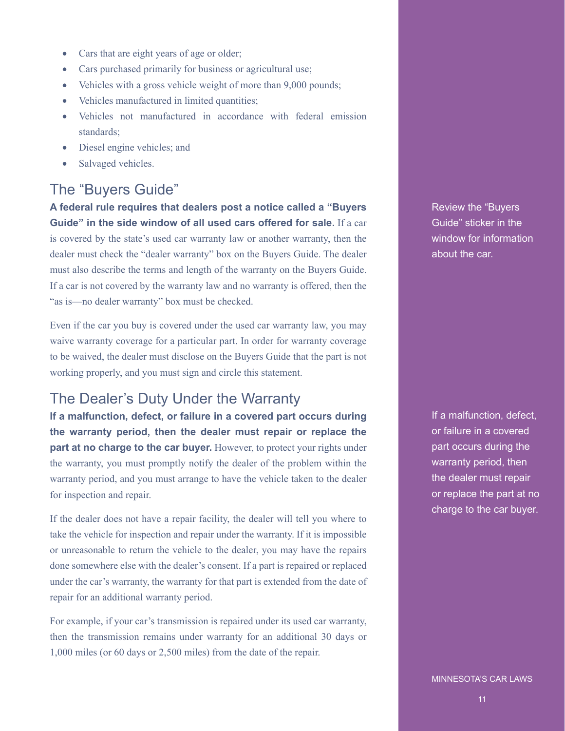- Cars that are eight years of age or older;
- Cars purchased primarily for business or agricultural use;
- Vehicles with a gross vehicle weight of more than 9,000 pounds;
- Vehicles manufactured in limited quantities;
- Vehicles not manufactured in accordance with federal emission standards;
- Diesel engine vehicles; and
- Salvaged vehicles.

## The "Buyers Guide"

**A federal rule requires that dealers post a notice called a "Buyers Guide" in the side window of all used cars offered for sale.** If a car is covered by the state's used car warranty law or another warranty, then the dealer must check the "dealer warranty" box on the Buyers Guide. The dealer must also describe the terms and length of the warranty on the Buyers Guide. If a car is not covered by the warranty law and no warranty is offered, then the "as is—no dealer warranty" box must be checked.

Review the "Buyers Guide" sticker in the window for information about the car.

Even if the car you buy is covered under the used car warranty law, you may waive warranty coverage for a particular part. In order for warranty coverage to be waived, the dealer must disclose on the Buyers Guide that the part is not working properly, and you must sign and circle this statement.

## The Dealer's Duty Under the Warranty

**If a malfunction, defect, or failure in a covered part occurs during the warranty period, then the dealer must repair or replace the part at no charge to the car buyer.** However, to protect your rights under the warranty, you must promptly notify the dealer of the problem within the warranty period, and you must arrange to have the vehicle taken to the dealer for inspection and repair.

If a malfunction, defect, or failure in a covered part occurs during the warranty period, then the dealer must repair or replace the part at no charge to the car buyer.

If the dealer does not have a repair facility, the dealer will tell you where to take the vehicle for inspection and repair under the warranty. If it is impossible or unreasonable to return the vehicle to the dealer, you may have the repairs done somewhere else with the dealer's consent. If a part is repaired or replaced under the car's warranty, the warranty for that part is extended from the date of repair for an additional warranty period.

For example, if your car's transmission is repaired under its used car warranty, then the transmission remains under warranty for an additional 30 days or 1,000 miles (or 60 days or 2,500 miles) from the date of the repair.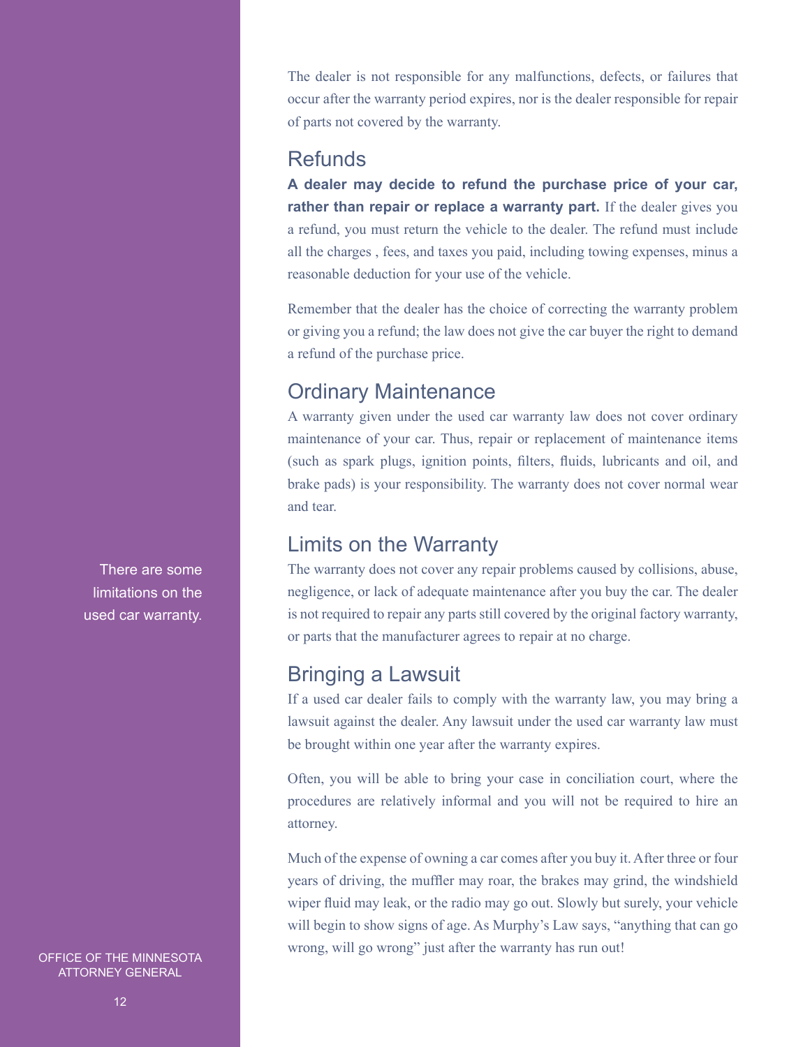The dealer is not responsible for any malfunctions, defects, or failures that occur after the warranty period expires, nor is the dealer responsible for repair of parts not covered by the warranty.

## Refunds

**A dealer may decide to refund the purchase price of your car, rather than repair or replace a warranty part.** If the dealer gives you a refund, you must return the vehicle to the dealer. The refund must include all the charges , fees, and taxes you paid, including towing expenses, minus a reasonable deduction for your use of the vehicle.

Remember that the dealer has the choice of correcting the warranty problem or giving you a refund; the law does not give the car buyer the right to demand a refund of the purchase price.

## Ordinary Maintenance

A warranty given under the used car warranty law does not cover ordinary maintenance of your car. Thus, repair or replacement of maintenance items (such as spark plugs, ignition points, filters, fluids, lubricants and oil, and brake pads) is your responsibility. The warranty does not cover normal wear and tear.

## Limits on the Warranty

There are some limitations on the used car warranty.

The warranty does not cover any repair problems caused by collisions, abuse, negligence, or lack of adequate maintenance after you buy the car. The dealer is not required to repair any parts still covered by the original factory warranty, or parts that the manufacturer agrees to repair at no charge.

## Bringing a Lawsuit

If a used car dealer fails to comply with the warranty law, you may bring a lawsuit against the dealer. Any lawsuit under the used car warranty law must be brought within one year after the warranty expires.

Often, you will be able to bring your case in conciliation court, where the procedures are relatively informal and you will not be required to hire an attorney.

Much of the expense of owning a car comes after you buy it. After three or four years of driving, the muffler may roar, the brakes may grind, the windshield wiper fluid may leak, or the radio may go out. Slowly but surely, your vehicle will begin to show signs of age. As Murphy's Law says, "anything that can go wrong, will go wrong" just after the warranty has run out!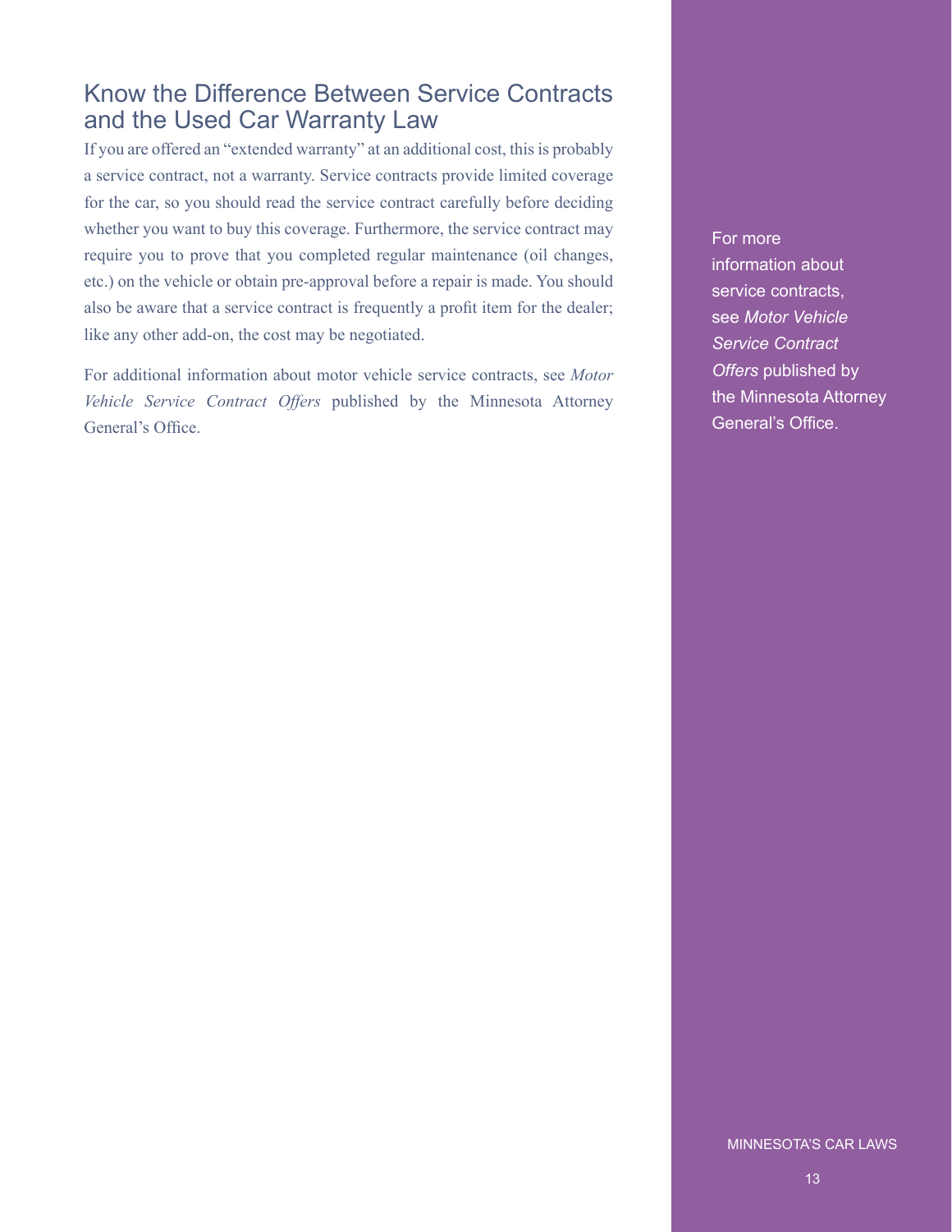## Know the Difference Between Service Contracts and the Used Car Warranty Law

If you are offered an "extended warranty" at an additional cost, this is probably a service contract, not a warranty. Service contracts provide limited coverage for the car, so you should read the service contract carefully before deciding whether you want to buy this coverage. Furthermore, the service contract may require you to prove that you completed regular maintenance (oil changes, etc.) on the vehicle or obtain pre-approval before a repair is made. You should also be aware that a service contract is frequently a profit item for the dealer; like any other add-on, the cost may be negotiated.

For additional information about motor vehicle service contracts, see *Motor Vehicle Service Contract Offers* published by the Minnesota Attorney General's Office.

For more information about service contracts, see *Motor Vehicle Service Contract Offers* published by the Minnesota Attorney General's Office.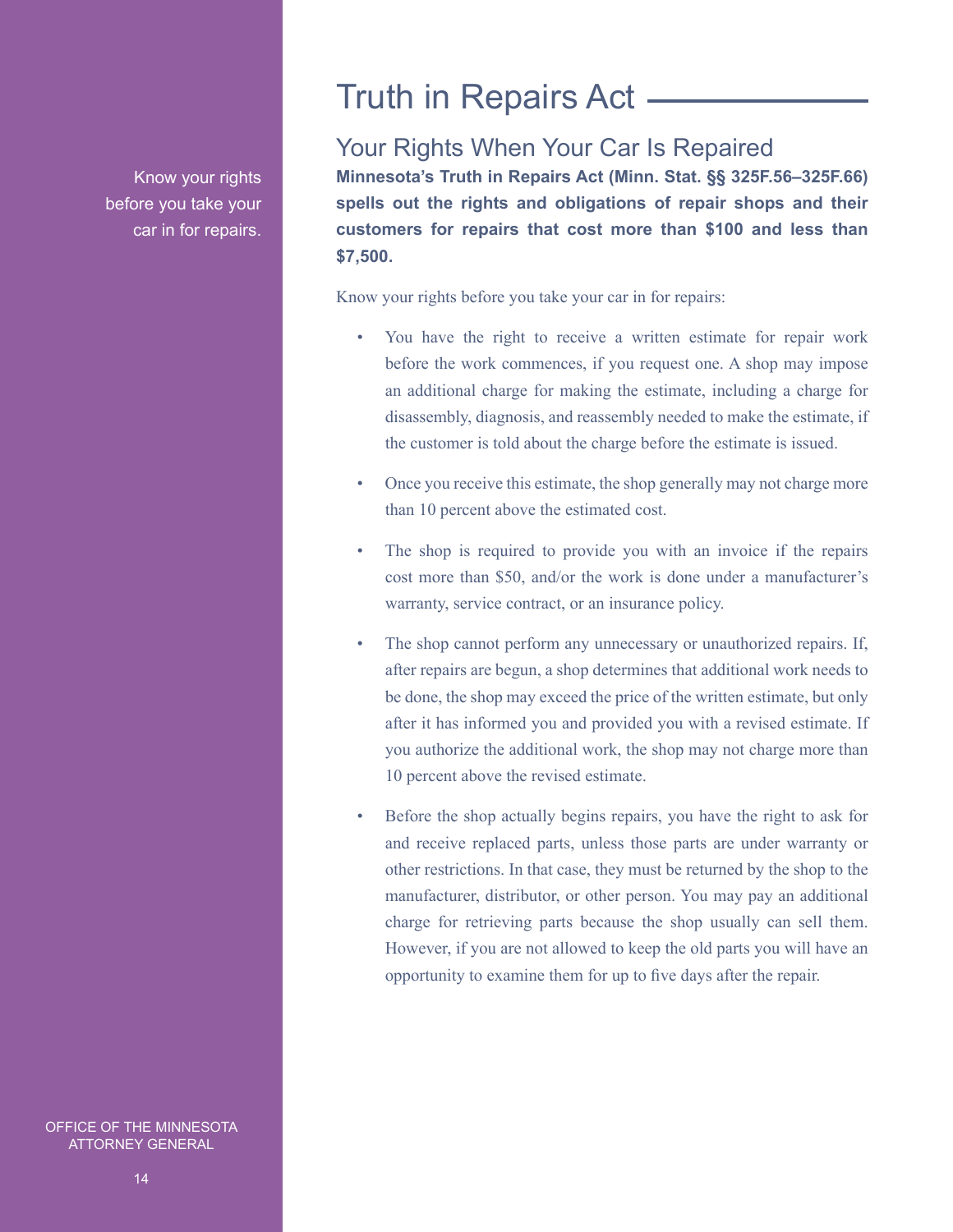# Truth in Repairs Act

Know your rights before you take your car in for repairs.

## Your Rights When Your Car Is Repaired

**Minnesota's Truth in Repairs Act (Minn. Stat. §§ 325F.56–325F.66) spells out the rights and obligations of repair shops and their customers for repairs that cost more than $100 and less than $7,500.**

Know your rights before you take your car in for repairs:

- You have the right to receive a written estimate for repair work before the work commences, if you request one. A shop may impose an additional charge for making the estimate, including a charge for disassembly, diagnosis, and reassembly needed to make the estimate, if the customer is told about the charge before the estimate is issued.
- Once you receive this estimate, the shop generally may not charge more than 10 percent above the estimated cost.
- The shop is required to provide you with an invoice if the repairs cost more than $50, and/or the work is done under a manufacturer's warranty, service contract, or an insurance policy.
- The shop cannot perform any unnecessary or unauthorized repairs. If, after repairs are begun, a shop determines that additional work needs to be done, the shop may exceed the price of the written estimate, but only after it has informed you and provided you with a revised estimate. If you authorize the additional work, the shop may not charge more than 10 percent above the revised estimate.
- Before the shop actually begins repairs, you have the right to ask for and receive replaced parts, unless those parts are under warranty or other restrictions. In that case, they must be returned by the shop to the manufacturer, distributor, or other person. You may pay an additional charge for retrieving parts because the shop usually can sell them. However, if you are not allowed to keep the old parts you will have an opportunity to examine them for up to five days after the repair.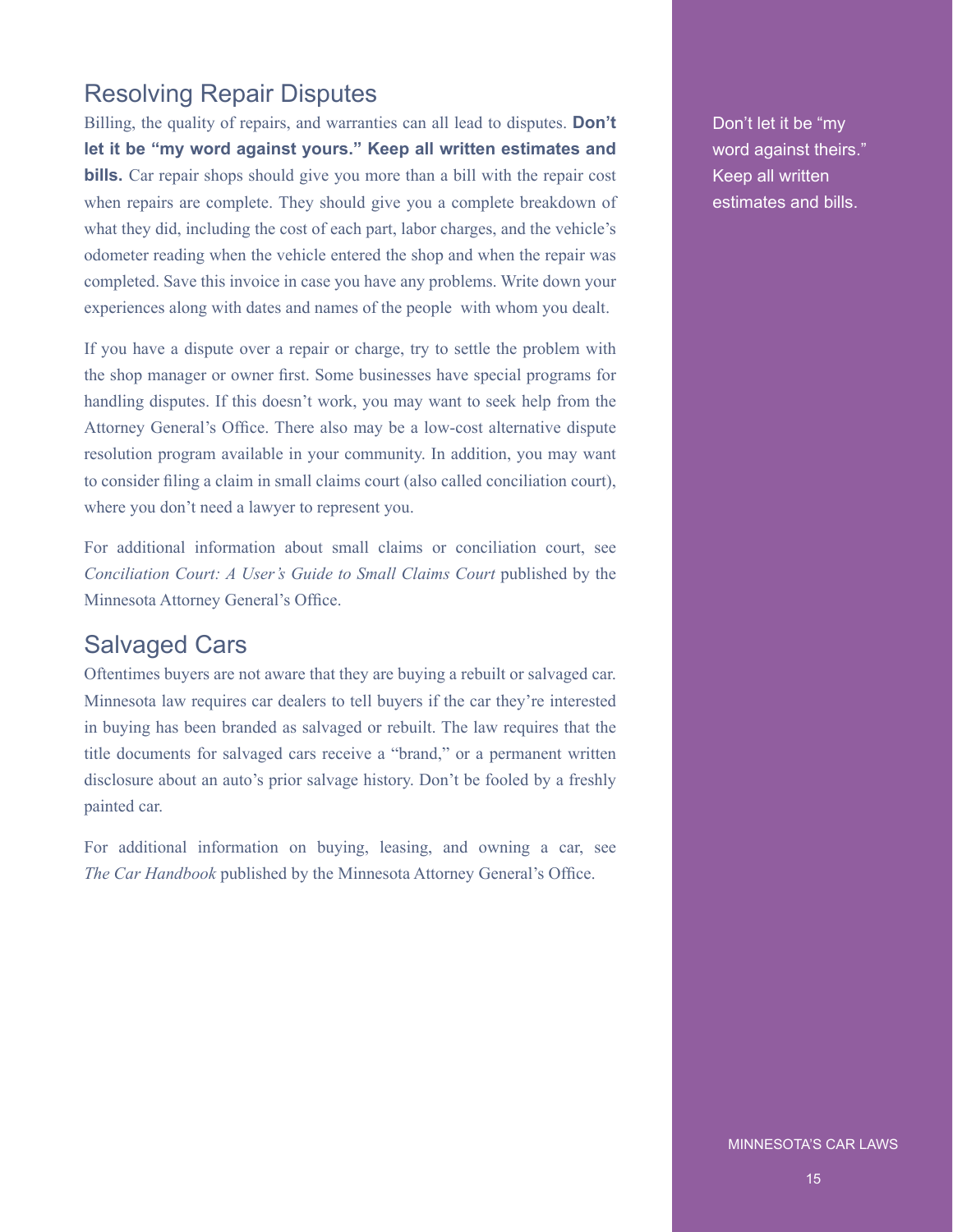## Resolving Repair Disputes

Billing, the quality of repairs, and warranties can all lead to disputes. **Don't let it be "my word against yours." Keep all written estimates and bills.** Car repair shops should give you more than a bill with the repair cost when repairs are complete. They should give you a complete breakdown of what they did, including the cost of each part, labor charges, and the vehicle's odometer reading when the vehicle entered the shop and when the repair was completed. Save this invoice in case you have any problems. Write down your experiences along with dates and names of the people with whom you dealt.

If you have a dispute over a repair or charge, try to settle the problem with the shop manager or owner first. Some businesses have special programs for handling disputes. If this doesn't work, you may want to seek help from the Attorney General's Office. There also may be a low-cost alternative dispute resolution program available in your community. In addition, you may want to consider filing a claim in small claims court (also called conciliation court), where you don't need a lawyer to represent you.

For additional information about small claims or conciliation court, see *Conciliation Court: A User's Guide to Small Claims Court* published by the Minnesota Attorney General's Office.

Don't let it be "my word against theirs." Keep all written estimates and bills.

## Salvaged Cars

Oftentimes buyers are not aware that they are buying a rebuilt or salvaged car. Minnesota law requires car dealers to tell buyers if the car they're interested in buying has been branded as salvaged or rebuilt. The law requires that the title documents for salvaged cars receive a "brand," or a permanent written disclosure about an auto's prior salvage history. Don't be fooled by a freshly painted car.

For additional information on buying, leasing, and owning a car, see *The Car Handbook* published by the Minnesota Attorney General's Office.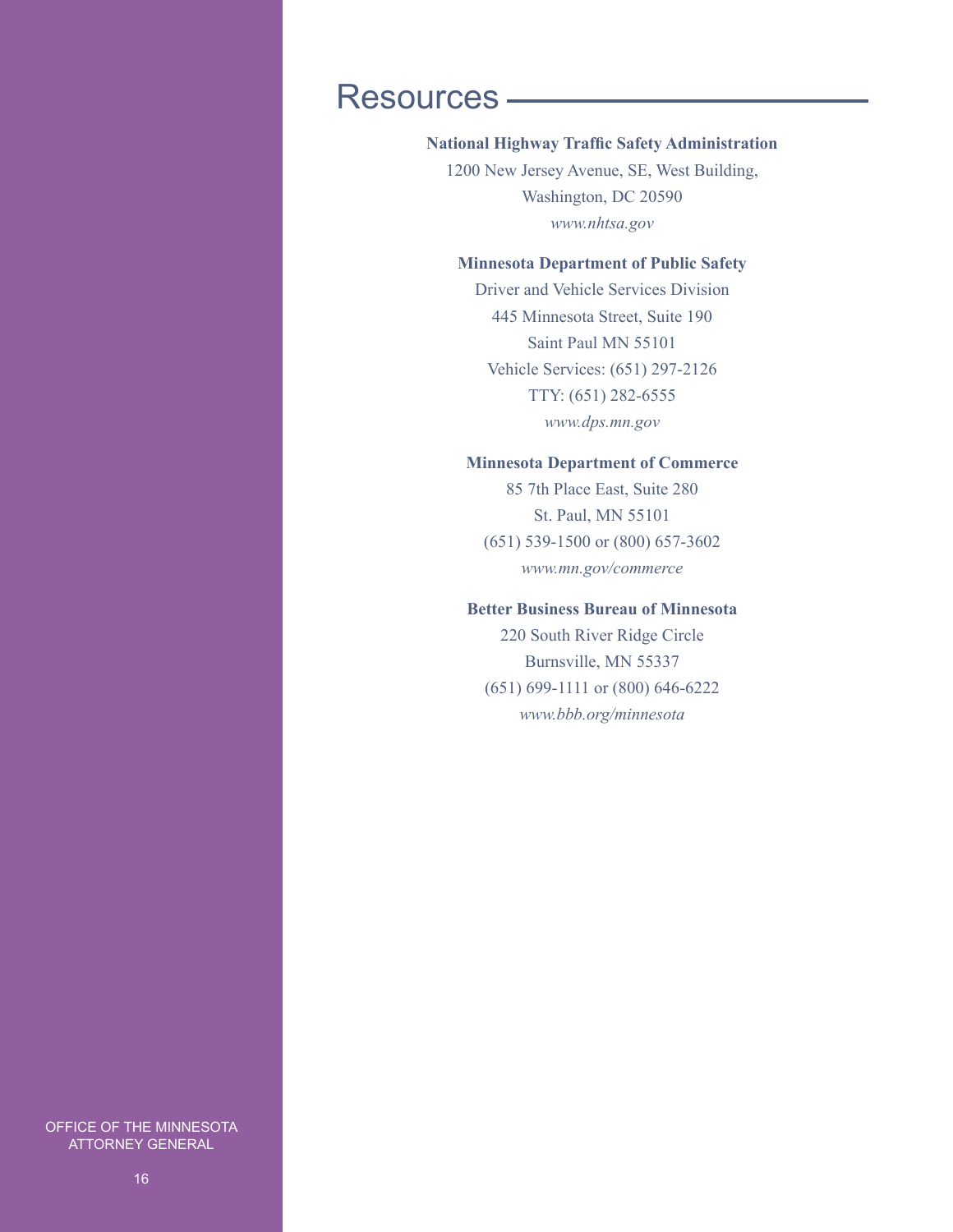# Resources

**National Highway Traffic Safety Administration**
1200 New Jersey Avenue, SE, West Building,
Washington, DC 20590
*www.nhtsa.gov*

**Minnesota Department of Public Safety**
Driver and Vehicle Services Division
445 Minnesota Street, Suite 190
Saint Paul MN 55101
Vehicle Services: (651) 297-2126
TTY: (651) 282-6555
*www.dps.mn.gov*

**Minnesota Department of Commerce**
85 7th Place East, Suite 280
St. Paul, MN 55101
(651) 539-1500 or (800) 657-3602
*www.mn.gov/commerce*

**Better Business Bureau of Minnesota**
220 South River Ridge Circle
Burnsville, MN 55337
(651) 699-1111 or (800) 646-6222
*www.bbb.org/minnesota*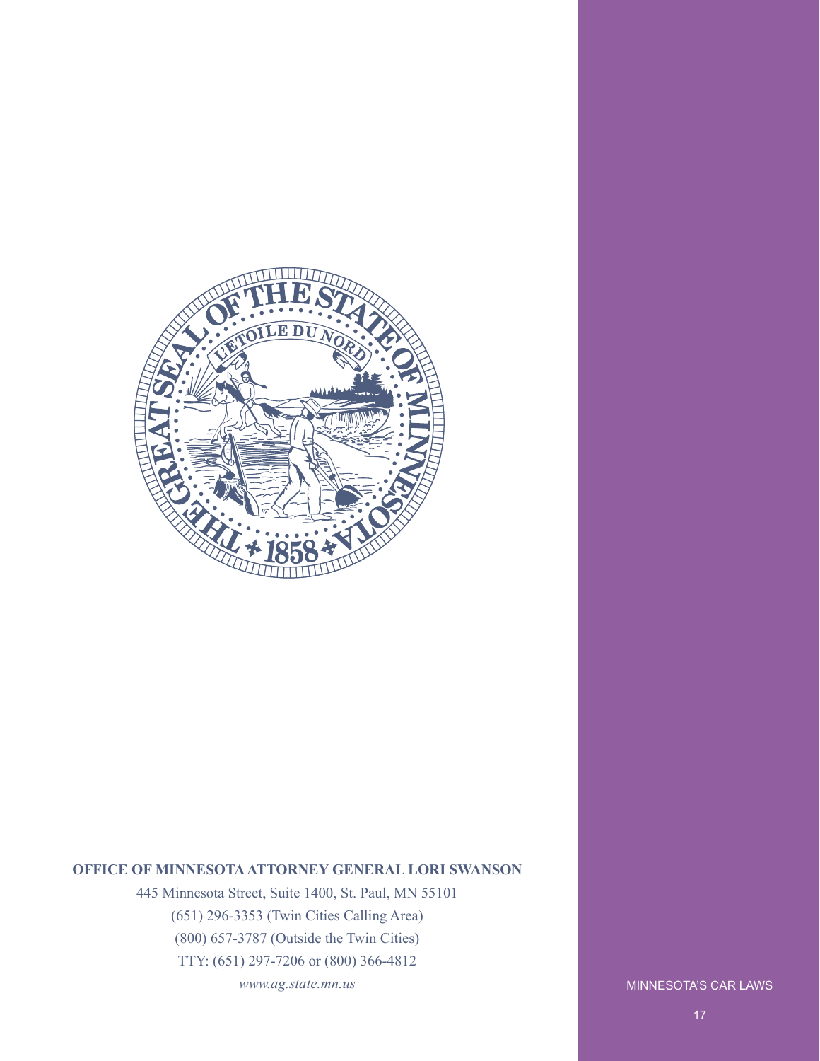**OFFICE OF MINNESOTA ATTORNEY GENERAL LORI SWANSON**

445 Minnesota Street, Suite 1400, St. Paul, MN 55101

(651) 296-3353 (Twin Cities Calling Area)

(800) 657-3787 (Outside the Twin Cities)

TTY: (651) 297-7206 or (800) 366-4812

*www.ag.state.mn.us*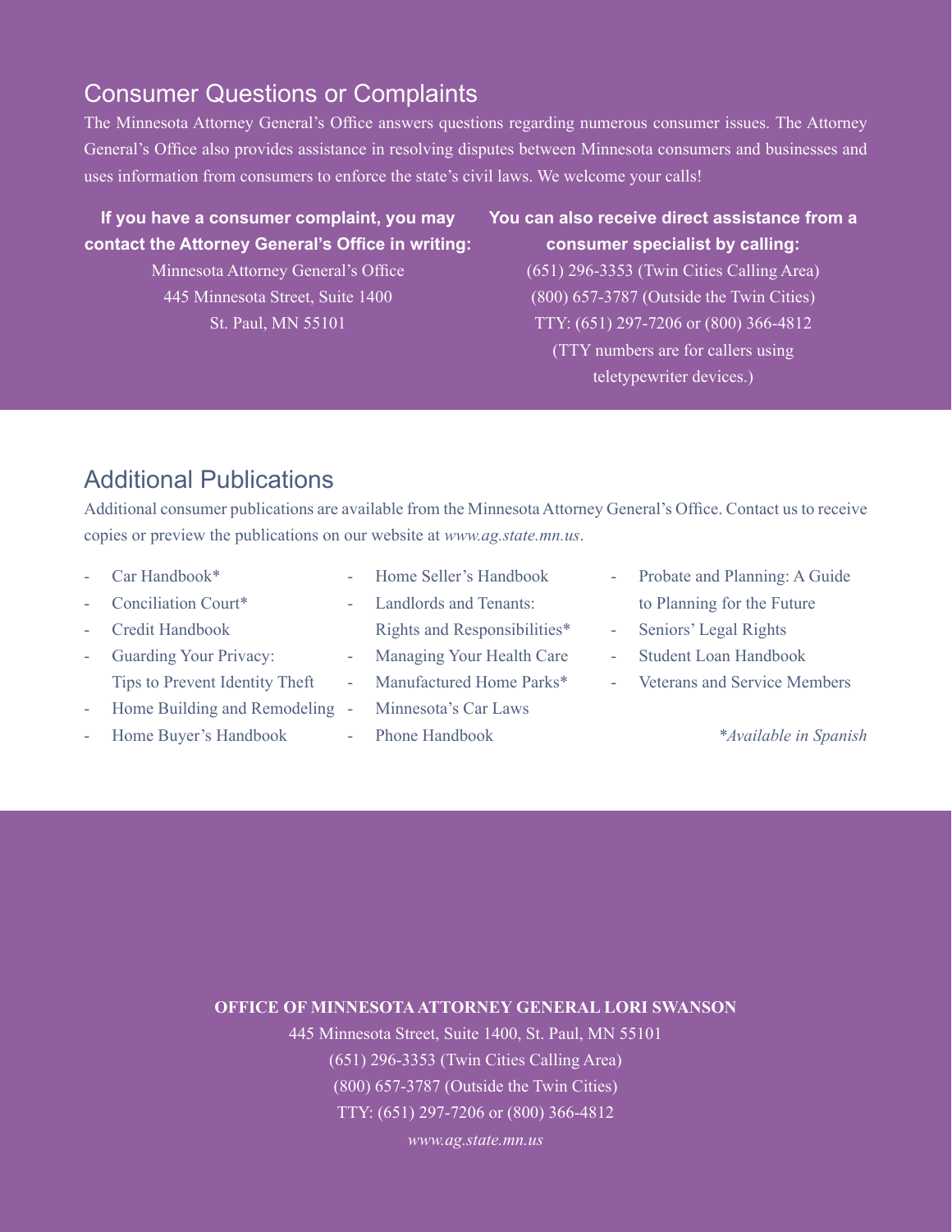## Consumer Questions or Complaints

The Minnesota Attorney General's Office answers questions regarding numerous consumer issues. The Attorney General's Office also provides assistance in resolving disputes between Minnesota consumers and businesses and uses information from consumers to enforce the state's civil laws. We welcome your calls!

**If you have a consumer complaint, you may contact the Attorney General's Office in writing:**

Minnesota Attorney General's Office
445 Minnesota Street, Suite 1400
St. Paul, MN 55101

**You can also receive direct assistance from a consumer specialist by calling:**

(651) 296-3353 (Twin Cities Calling Area)
(800) 657-3787 (Outside the Twin Cities)
TTY: (651) 297-7206 or (800) 366-4812
(TTY numbers are for callers using teletypewriter devices.)

## Additional Publications

Additional consumer publications are available from the Minnesota Attorney General's Office. Contact us to receive copies or preview the publications on our website at *www.ag.state.mn.us*.

- Car Handbook*
- Conciliation Court*
- Credit Handbook
- Guarding Your Privacy: Tips to Prevent Identity Theft
- Home Building and Remodeling
- Home Buyer's Handbook
- Home Seller's Handbook
- Landlords and Tenants: Rights and Responsibilities*
- Managing Your Health Care
- Manufactured Home Parks*
- Minnesota's Car Laws
- Phone Handbook
- Probate and Planning: A Guide to Planning for the Future
- Seniors' Legal Rights
- Student Loan Handbook
- Veterans and Service Members

**Available in Spanish*

**OFFICE OF MINNESOTA ATTORNEY GENERAL LORI SWANSON**
445 Minnesota Street, Suite 1400, St. Paul, MN 55101
(651) 296-3353 (Twin Cities Calling Area)
(800) 657-3787 (Outside the Twin Cities)
TTY: (651) 297-7206 or (800) 366-4812
*www.ag.state.mn.us*